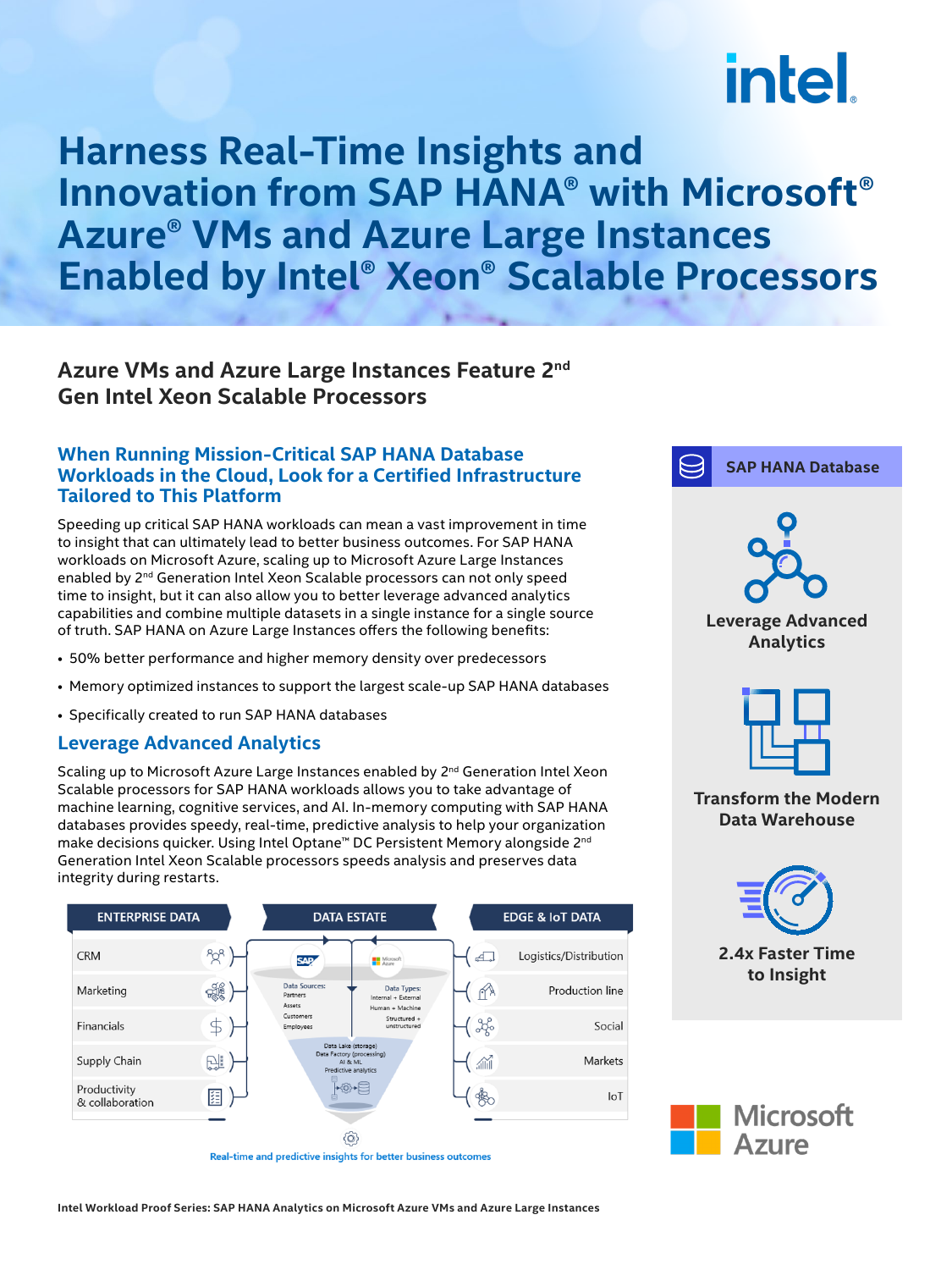# Harness Real-Time Insights and Innovation from SAP HANA® with Microsoft® Azure® VMs and Azure Large Instances Enabled by Intel® Xeon® Scalable Processors

## Azure VMs and Azure Large Instances Feature 2nd Gen Intel Xeon Scalable Processors

### When Running Mission-Critical SAP HANA Database Workloads in the Cloud, Look for a Certified Infrastructure Tailored to This Platform

Speeding up critical SAP HANA workloads can mean a vast improvement in time to insight that can ultimately lead to better business outcomes. For SAP HANA workloads on Microsoft Azure, scaling up to Microsoft Azure Large Instances enabled by 2nd Generation Intel Xeon Scalable processors can not only speed time to insight, but it can also allow you to better leverage advanced analytics capabilities and combine multiple datasets in a single instance for a single source of truth. SAP HANA on Azure Large Instances offers the following benefits:

- 50% better performance and higher memory density over predecessors
- Memory optimized instances to support the largest scale-up SAP HANA databases
- Specifically created to run SAP HANA databases

### Leverage Advanced Analytics

Scaling up to Microsoft Azure Large Instances enabled by 2nd Generation Intel Xeon Scalable processors for SAP HANA workloads allows you to take advantage of machine learning, cognitive services, and AI. In-memory computing with SAP HANA databases provides speedy, real-time, predictive analysis to help your organization make decisions quicker. Using Intel Optane™ DC Persistent Memory alongside 2nd Generation Intel Xeon Scalable processors speeds analysis and preserves data integrity during restarts.

| ENTERPRISE DATA | DATA ESTATE | EDGE & IoT DATA |
|---|---|---|
| CRM | SAP / Microsoft Azure | Logistics/Distribution |
| Marketing | Data Sources: Partners, Assets, Customers, Employees — Data Types: Internal + External, Human + Machine, Structured + unstructured | Production line |
| Financials | | Social |
| Supply Chain | Data Lake (storage), Data Factory (processing), AI & ML, Predictive analytics | Markets |
| Productivity & collaboration | | IoT |

Real-time and predictive insights for better business outcomes

**SAP HANA Database**

- Leverage Advanced Analytics
- Transform the Modern Data Warehouse
- 2.4x Faster Time to Insight

Microsoft Azure

Intel Workload Proof Series: SAP HANA Analytics on Microsoft Azure VMs and Azure Large Instances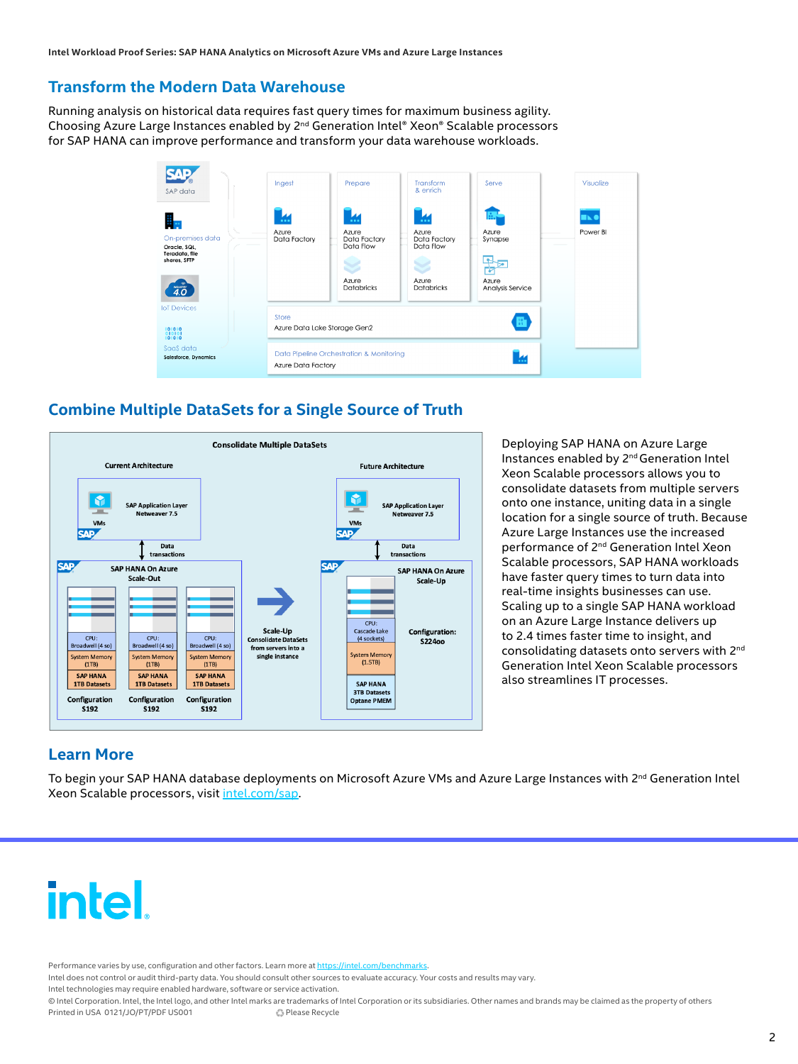## Transform the Modern Data Warehouse

Running analysis on historical data requires fast query times for maximum business agility. Choosing Azure Large Instances enabled by 2nd Generation Intel® Xeon® Scalable processors for SAP HANA can improve performance and transform your data warehouse workloads.

SAP data

On-premises data
Oracle, SQL, Teradata, file shares, SFTP

IoT Devices

SaaS data
Salesforce, Dynamics

Ingest
Azure Data Factory

Prepare
Azure Data Factory Data Flow
Azure Databricks

Transform & enrich
Azure Data Factory Data Flow
Azure Databricks

Serve
Azure Synapse
Azure Analysis Service

Visualize
Power BI

Store
Azure Data Lake Storage Gen2

Data Pipeline Orchestration & Monitoring
Azure Data Factory

## Combine Multiple DataSets for a Single Source of Truth

Consolidate Multiple DataSets

Current Architecture

SAP Application Layer
Netweaver 7.5
VMs

Data transactions

SAP HANA On Azure
Scale-Out

CPU: Broadwell (4 so)
System Memory (1TB)
SAP HANA 1TB Datasets
Configuration S192

CPU: Broadwell (4 so)
System Memory (1TB)
SAP HANA 1TB Datasets
Configuration S192

CPU: Broadwell (4 so)
System Memory (1TB)
SAP HANA 1TB Datasets
Configuration S192

Scale-Up
Consolidate DataSets from servers into a single instance

Future Architecture

SAP Application Layer
Netweaver 7.5
VMs

Data transactions

SAP HANA On Azure
Scale-Up

CPU: Cascade Lake (4 sockets)
System Memory (1.5TB)
SAP HANA 3TB Datasets Optane PMEM

Configuration: S224oo

Deploying SAP HANA on Azure Large Instances enabled by 2nd Generation Intel Xeon Scalable processors allows you to consolidate datasets from multiple servers onto one instance, uniting data in a single location for a single source of truth. Because Azure Large Instances use the increased performance of 2nd Generation Intel Xeon Scalable processors, SAP HANA workloads have faster query times to turn data into real-time insights businesses can use. Scaling up to a single SAP HANA workload on an Azure Large Instance delivers up to 2.4 times faster time to insight, and consolidating datasets onto servers with 2nd Generation Intel Xeon Scalable processors also streamlines IT processes.

## Learn More

To begin your SAP HANA database deployments on Microsoft Azure VMs and Azure Large Instances with 2nd Generation Intel Xeon Scalable processors, visit [intel.com/sap](intel.com/sap).

intel.

Performance varies by use, configuration and other factors. Learn more at [https://intel.com/benchmarks](https://intel.com/benchmarks).
Intel does not control or audit third-party data. You should consult other sources to evaluate accuracy. Your costs and results may vary.
Intel technologies may require enabled hardware, software or service activation.
© Intel Corporation. Intel, the Intel logo, and other Intel marks are trademarks of Intel Corporation or its subsidiaries. Other names and brands may be claimed as the property of others
Printed in USA 0121/JO/PT/PDF US001 Please Recycle